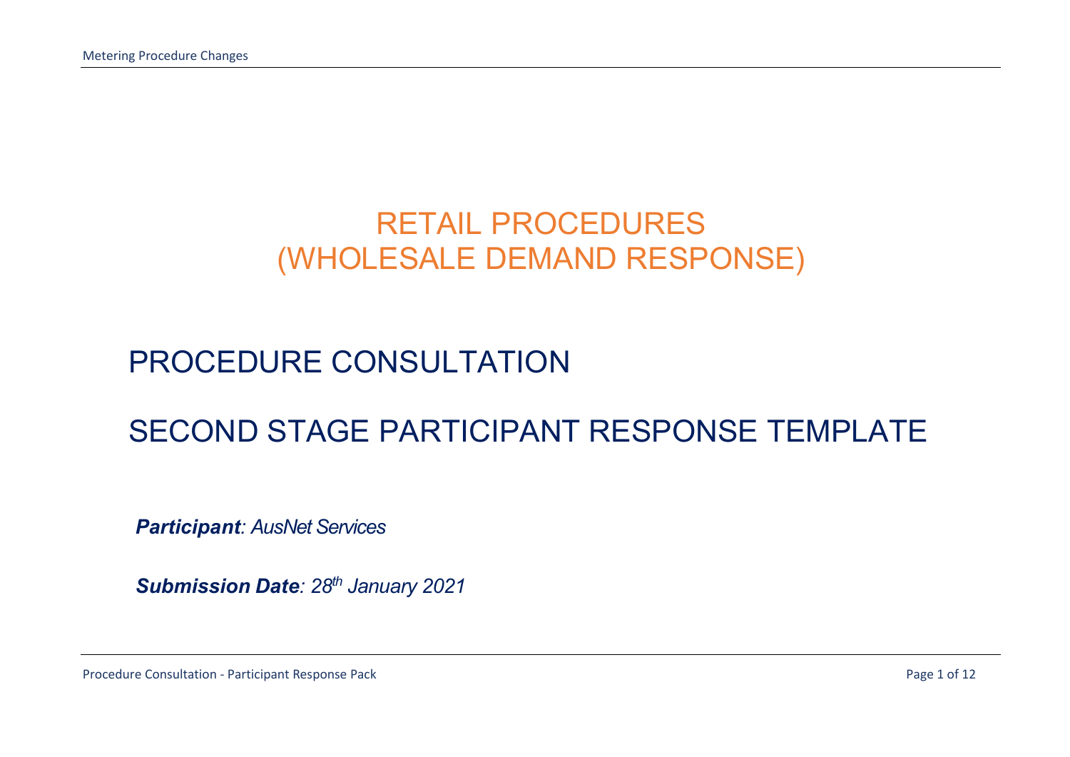# RETAIL PROCEDURES
# (WHOLESALE DEMAND RESPONSE)

## PROCEDURE CONSULTATION

## SECOND STAGE PARTICIPANT RESPONSE TEMPLATE

***Participant**: AusNet Services*

***Submission Date**: 28th January 2021*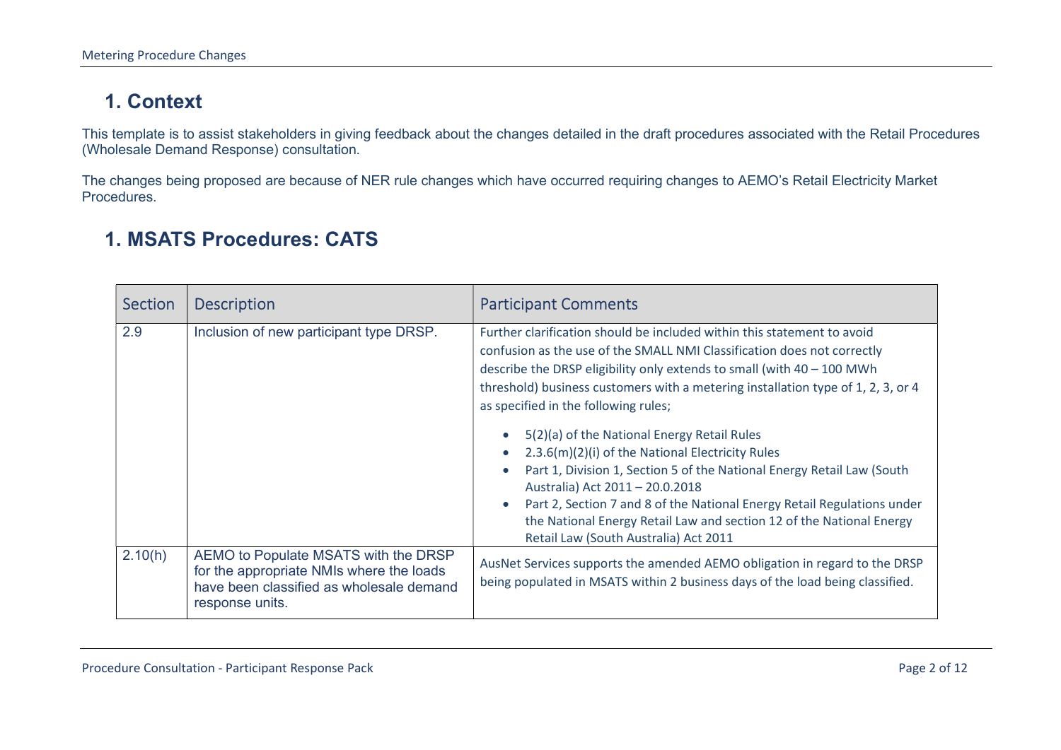# 1. Context

This template is to assist stakeholders in giving feedback about the changes detailed in the draft procedures associated with the Retail Procedures (Wholesale Demand Response) consultation.

The changes being proposed are because of NER rule changes which have occurred requiring changes to AEMO's Retail Electricity Market Procedures.

# 1. MSATS Procedures: CATS

| Section | Description | Participant Comments |
|---|---|---|
| 2.9 | Inclusion of new participant type DRSP. | Further clarification should be included within this statement to avoid confusion as the use of the SMALL NMI Classification does not correctly describe the DRSP eligibility only extends to small (with 40 – 100 MWh threshold) business customers with a metering installation type of 1, 2, 3, or 4 as specified in the following rules;<br><br>• 5(2)(a) of the National Energy Retail Rules<br>• 2.3.6(m)(2)(i) of the National Electricity Rules<br>• Part 1, Division 1, Section 5 of the National Energy Retail Law (South Australia) Act 2011 – 20.0.2018<br>• Part 2, Section 7 and 8 of the National Energy Retail Regulations under the National Energy Retail Law and section 12 of the National Energy Retail Law (South Australia) Act 2011 |
| 2.10(h) | AEMO to Populate MSATS with the DRSP for the appropriate NMIs where the loads have been classified as wholesale demand response units. | AusNet Services supports the amended AEMO obligation in regard to the DRSP being populated in MSATS within 2 business days of the load being classified. |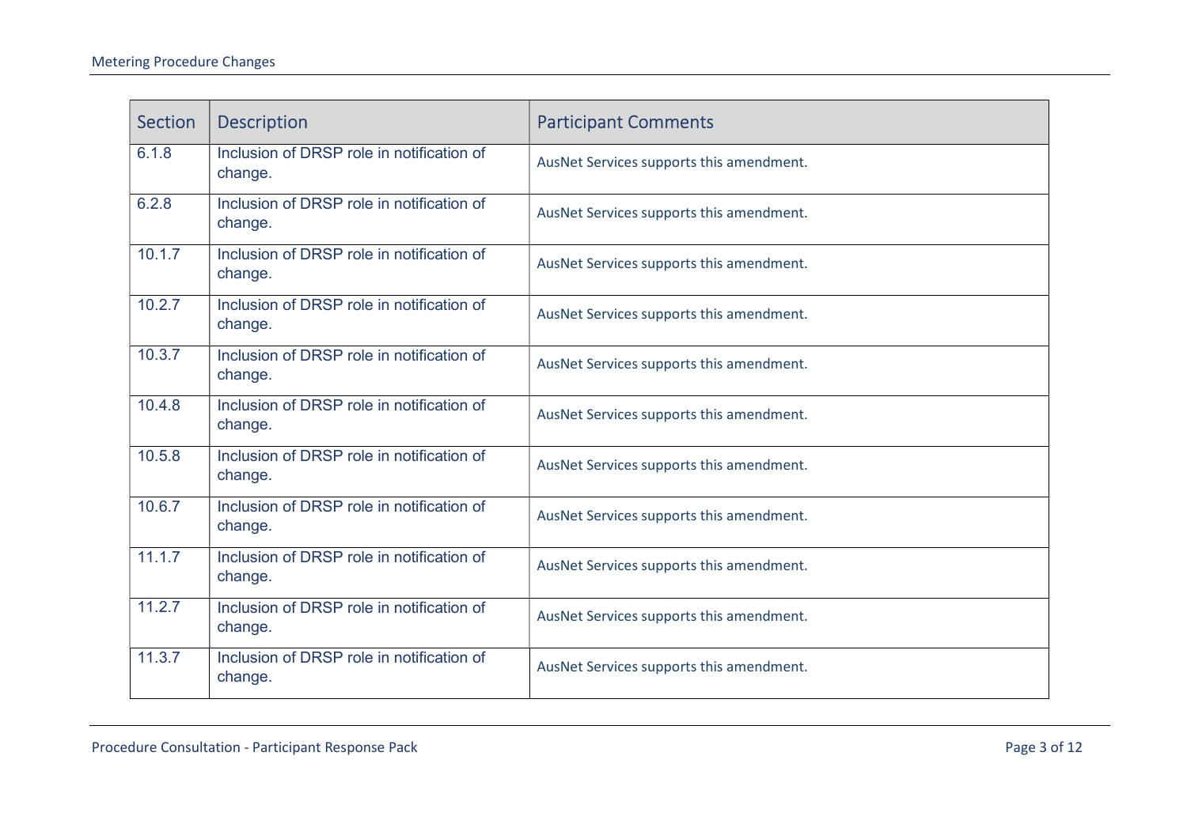| Section | Description | Participant Comments |
| --- | --- | --- |
| 6.1.8 | Inclusion of DRSP role in notification of change. | AusNet Services supports this amendment. |
| 6.2.8 | Inclusion of DRSP role in notification of change. | AusNet Services supports this amendment. |
| 10.1.7 | Inclusion of DRSP role in notification of change. | AusNet Services supports this amendment. |
| 10.2.7 | Inclusion of DRSP role in notification of change. | AusNet Services supports this amendment. |
| 10.3.7 | Inclusion of DRSP role in notification of change. | AusNet Services supports this amendment. |
| 10.4.8 | Inclusion of DRSP role in notification of change. | AusNet Services supports this amendment. |
| 10.5.8 | Inclusion of DRSP role in notification of change. | AusNet Services supports this amendment. |
| 10.6.7 | Inclusion of DRSP role in notification of change. | AusNet Services supports this amendment. |
| 11.1.7 | Inclusion of DRSP role in notification of change. | AusNet Services supports this amendment. |
| 11.2.7 | Inclusion of DRSP role in notification of change. | AusNet Services supports this amendment. |
| 11.3.7 | Inclusion of DRSP role in notification of change. | AusNet Services supports this amendment. |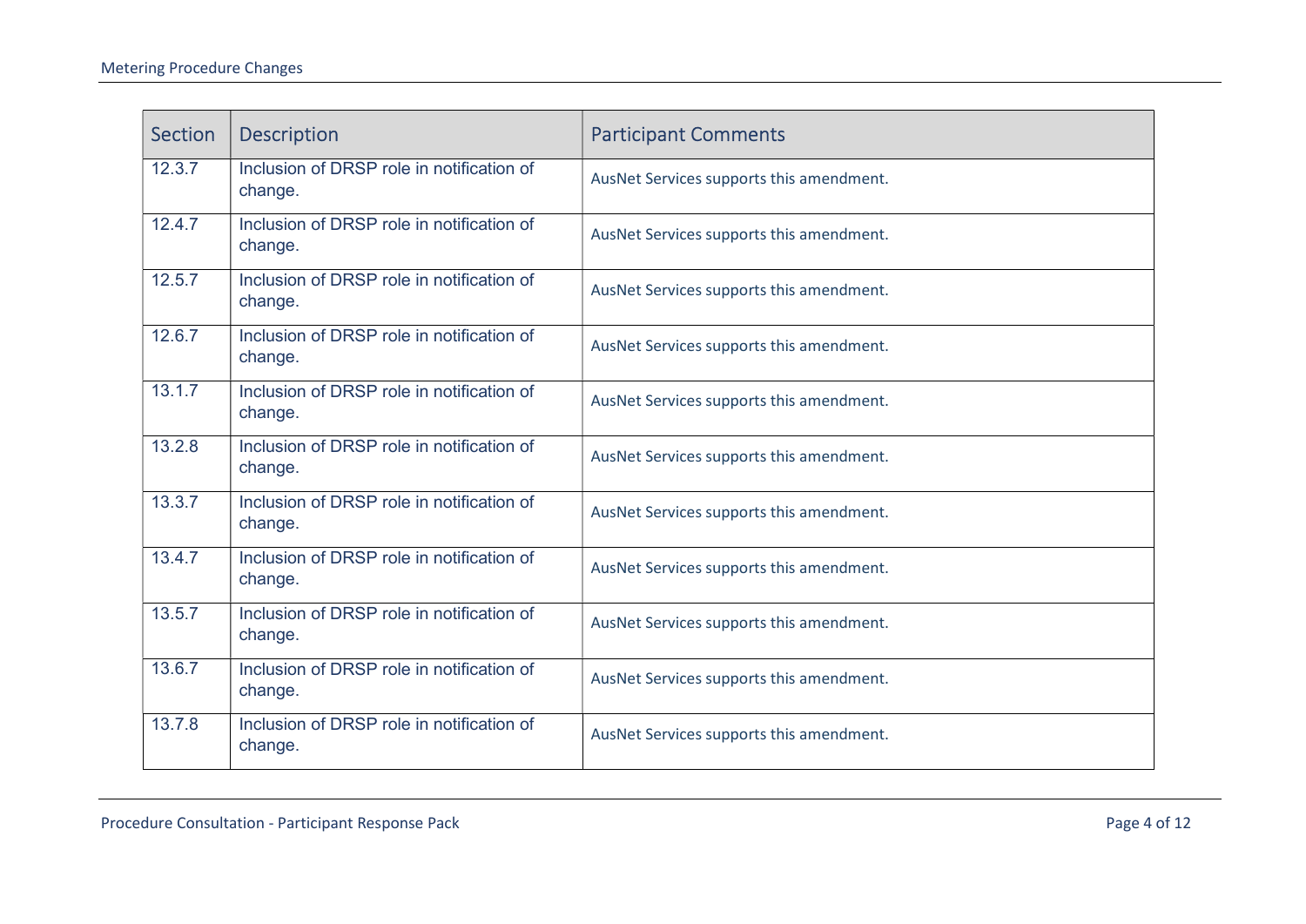| Section | Description | Participant Comments |
|---|---|---|
| 12.3.7 | Inclusion of DRSP role in notification of change. | AusNet Services supports this amendment. |
| 12.4.7 | Inclusion of DRSP role in notification of change. | AusNet Services supports this amendment. |
| 12.5.7 | Inclusion of DRSP role in notification of change. | AusNet Services supports this amendment. |
| 12.6.7 | Inclusion of DRSP role in notification of change. | AusNet Services supports this amendment. |
| 13.1.7 | Inclusion of DRSP role in notification of change. | AusNet Services supports this amendment. |
| 13.2.8 | Inclusion of DRSP role in notification of change. | AusNet Services supports this amendment. |
| 13.3.7 | Inclusion of DRSP role in notification of change. | AusNet Services supports this amendment. |
| 13.4.7 | Inclusion of DRSP role in notification of change. | AusNet Services supports this amendment. |
| 13.5.7 | Inclusion of DRSP role in notification of change. | AusNet Services supports this amendment. |
| 13.6.7 | Inclusion of DRSP role in notification of change. | AusNet Services supports this amendment. |
| 13.7.8 | Inclusion of DRSP role in notification of change. | AusNet Services supports this amendment. |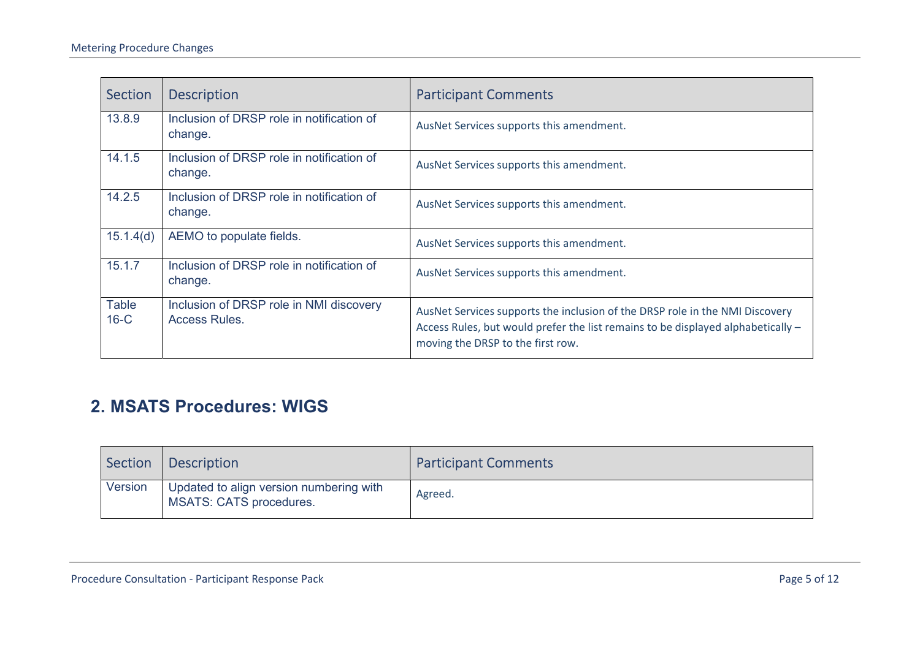| Section | Description | Participant Comments |
| --- | --- | --- |
| 13.8.9 | Inclusion of DRSP role in notification of change. | AusNet Services supports this amendment. |
| 14.1.5 | Inclusion of DRSP role in notification of change. | AusNet Services supports this amendment. |
| 14.2.5 | Inclusion of DRSP role in notification of change. | AusNet Services supports this amendment. |
| 15.1.4(d) | AEMO to populate fields. | AusNet Services supports this amendment. |
| 15.1.7 | Inclusion of DRSP role in notification of change. | AusNet Services supports this amendment. |
| Table 16-C | Inclusion of DRSP role in NMI discovery Access Rules. | AusNet Services supports the inclusion of the DRSP role in the NMI Discovery Access Rules, but would prefer the list remains to be displayed alphabetically – moving the DRSP to the first row. |

## 2. MSATS Procedures: WIGS

| Section | Description | Participant Comments |
| --- | --- | --- |
| Version | Updated to align version numbering with MSATS: CATS procedures. | Agreed. |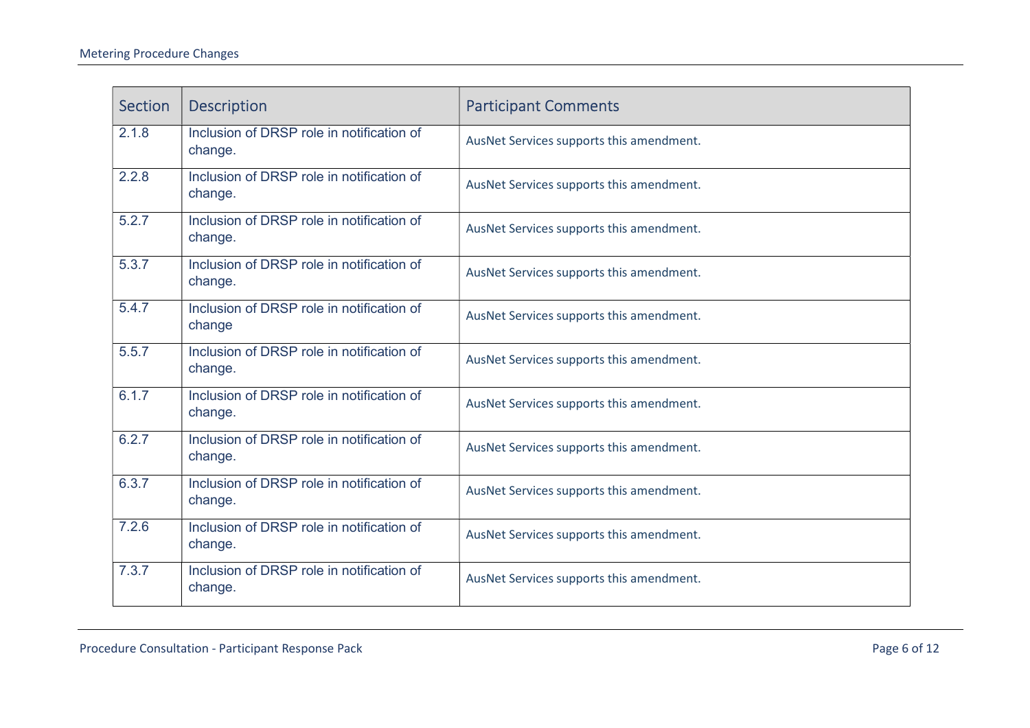| Section | Description | Participant Comments |
| --- | --- | --- |
| 2.1.8 | Inclusion of DRSP role in notification of change. | AusNet Services supports this amendment. |
| 2.2.8 | Inclusion of DRSP role in notification of change. | AusNet Services supports this amendment. |
| 5.2.7 | Inclusion of DRSP role in notification of change. | AusNet Services supports this amendment. |
| 5.3.7 | Inclusion of DRSP role in notification of change. | AusNet Services supports this amendment. |
| 5.4.7 | Inclusion of DRSP role in notification of change | AusNet Services supports this amendment. |
| 5.5.7 | Inclusion of DRSP role in notification of change. | AusNet Services supports this amendment. |
| 6.1.7 | Inclusion of DRSP role in notification of change. | AusNet Services supports this amendment. |
| 6.2.7 | Inclusion of DRSP role in notification of change. | AusNet Services supports this amendment. |
| 6.3.7 | Inclusion of DRSP role in notification of change. | AusNet Services supports this amendment. |
| 7.2.6 | Inclusion of DRSP role in notification of change. | AusNet Services supports this amendment. |
| 7.3.7 | Inclusion of DRSP role in notification of change. | AusNet Services supports this amendment. |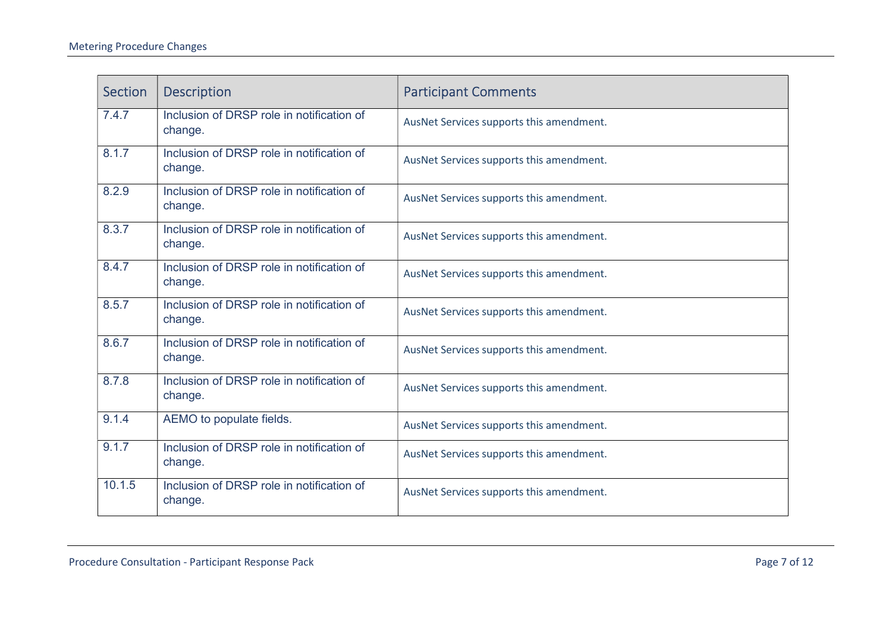| Section | Description | Participant Comments |
| --- | --- | --- |
| 7.4.7 | Inclusion of DRSP role in notification of change. | AusNet Services supports this amendment. |
| 8.1.7 | Inclusion of DRSP role in notification of change. | AusNet Services supports this amendment. |
| 8.2.9 | Inclusion of DRSP role in notification of change. | AusNet Services supports this amendment. |
| 8.3.7 | Inclusion of DRSP role in notification of change. | AusNet Services supports this amendment. |
| 8.4.7 | Inclusion of DRSP role in notification of change. | AusNet Services supports this amendment. |
| 8.5.7 | Inclusion of DRSP role in notification of change. | AusNet Services supports this amendment. |
| 8.6.7 | Inclusion of DRSP role in notification of change. | AusNet Services supports this amendment. |
| 8.7.8 | Inclusion of DRSP role in notification of change. | AusNet Services supports this amendment. |
| 9.1.4 | AEMO to populate fields. | AusNet Services supports this amendment. |
| 9.1.7 | Inclusion of DRSP role in notification of change. | AusNet Services supports this amendment. |
| 10.1.5 | Inclusion of DRSP role in notification of change. | AusNet Services supports this amendment. |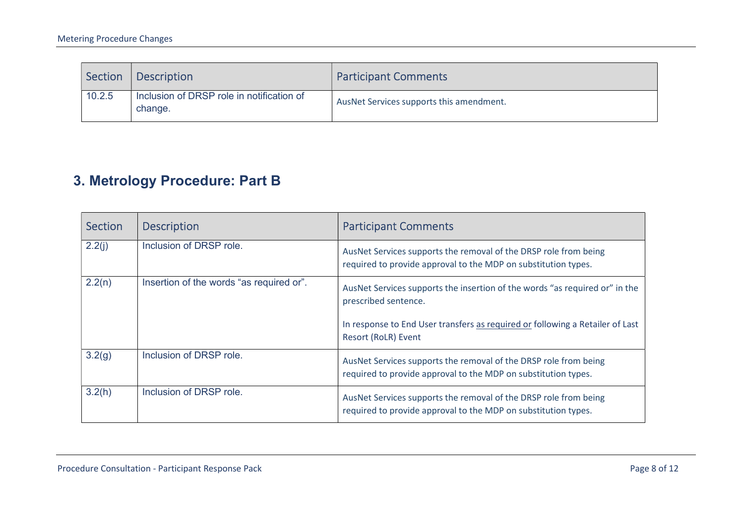| Section | Description | Participant Comments |
|---|---|---|
| 10.2.5 | Inclusion of DRSP role in notification of change. | AusNet Services supports this amendment. |

## 3. Metrology Procedure: Part B

| Section | Description | Participant Comments |
|---|---|---|
| 2.2(j) | Inclusion of DRSP role. | AusNet Services supports the removal of the DRSP role from being required to provide approval to the MDP on substitution types. |
| 2.2(n) | Insertion of the words "as required or". | AusNet Services supports the insertion of the words "as required or" in the prescribed sentence.<br><br>In response to End User transfers as required or following a Retailer of Last Resort (RoLR) Event |
| 3.2(g) | Inclusion of DRSP role. | AusNet Services supports the removal of the DRSP role from being required to provide approval to the MDP on substitution types. |
| 3.2(h) | Inclusion of DRSP role. | AusNet Services supports the removal of the DRSP role from being required to provide approval to the MDP on substitution types. |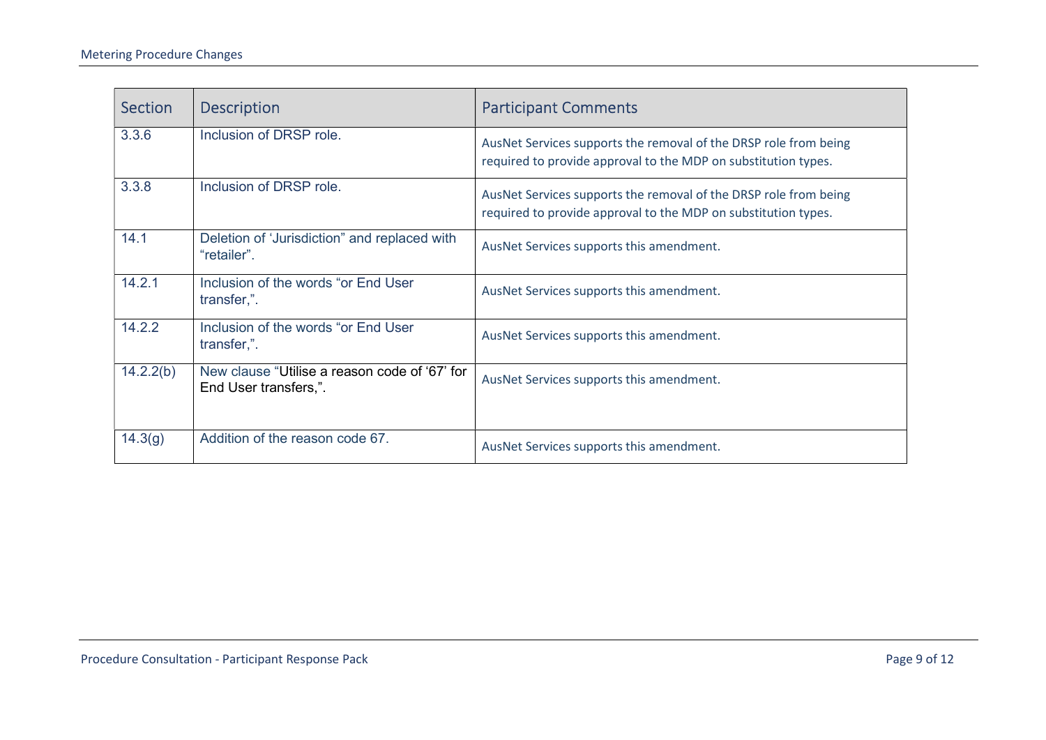| Section | Description | Participant Comments |
| --- | --- | --- |
| 3.3.6 | Inclusion of DRSP role. | AusNet Services supports the removal of the DRSP role from being required to provide approval to the MDP on substitution types. |
| 3.3.8 | Inclusion of DRSP role. | AusNet Services supports the removal of the DRSP role from being required to provide approval to the MDP on substitution types. |
| 14.1 | Deletion of 'Jurisdiction" and replaced with "retailer". | AusNet Services supports this amendment. |
| 14.2.1 | Inclusion of the words "or End User transfer,". | AusNet Services supports this amendment. |
| 14.2.2 | Inclusion of the words "or End User transfer,". | AusNet Services supports this amendment. |
| 14.2.2(b) | New clause "Utilise a reason code of '67' for End User transfers,". | AusNet Services supports this amendment. |
| 14.3(g) | Addition of the reason code 67. | AusNet Services supports this amendment. |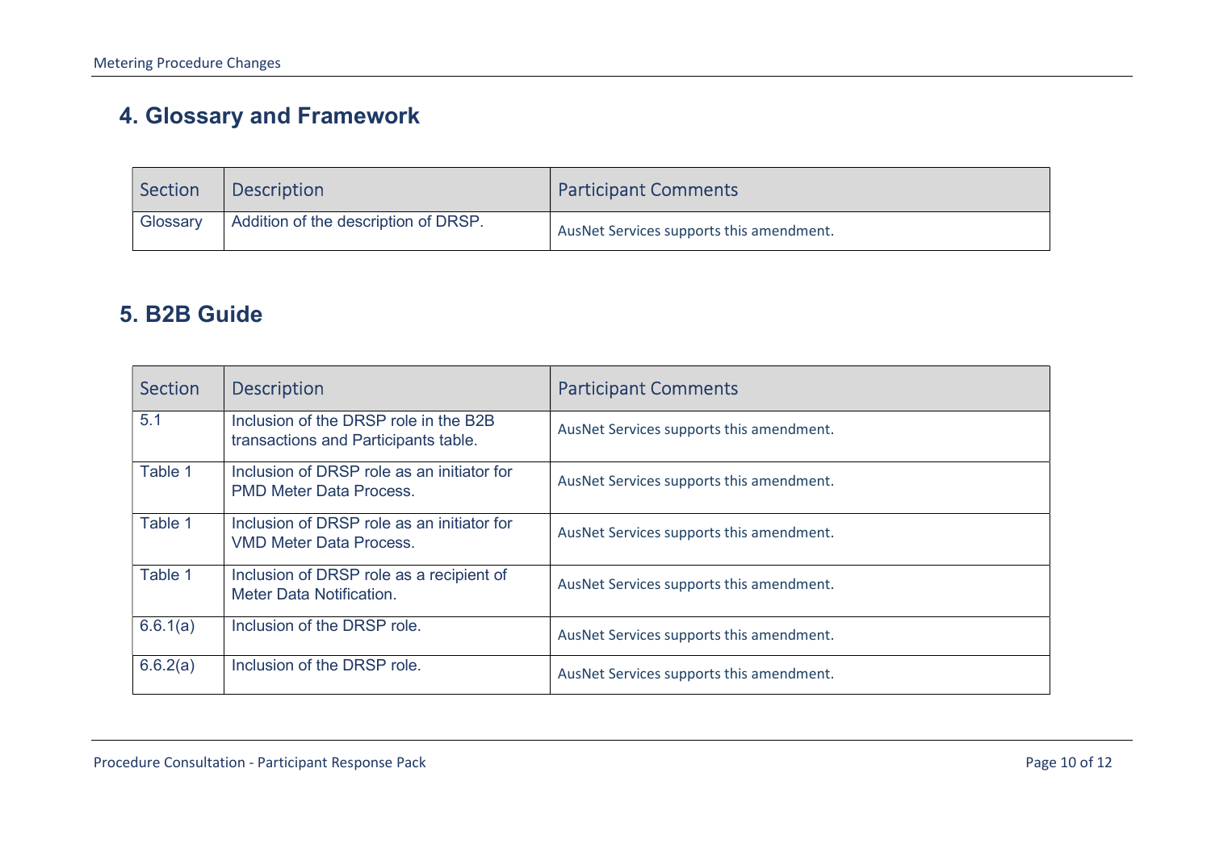## 4. Glossary and Framework

| Section | Description | Participant Comments |
|---|---|---|
| Glossary | Addition of the description of DRSP. | AusNet Services supports this amendment. |

## 5. B2B Guide

| Section | Description | Participant Comments |
|---|---|---|
| 5.1 | Inclusion of the DRSP role in the B2B transactions and Participants table. | AusNet Services supports this amendment. |
| Table 1 | Inclusion of DRSP role as an initiator for PMD Meter Data Process. | AusNet Services supports this amendment. |
| Table 1 | Inclusion of DRSP role as an initiator for VMD Meter Data Process. | AusNet Services supports this amendment. |
| Table 1 | Inclusion of DRSP role as a recipient of Meter Data Notification. | AusNet Services supports this amendment. |
| 6.6.1(a) | Inclusion of the DRSP role. | AusNet Services supports this amendment. |
| 6.6.2(a) | Inclusion of the DRSP role. | AusNet Services supports this amendment. |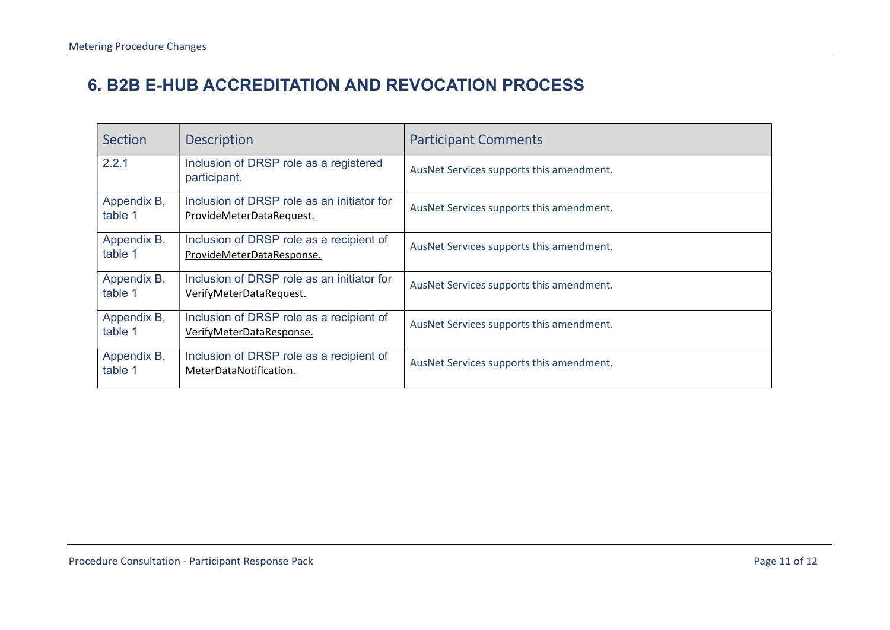## 6. B2B E-HUB ACCREDITATION AND REVOCATION PROCESS

| Section | Description | Participant Comments |
|---|---|---|
| 2.2.1 | Inclusion of DRSP role as a registered participant. | AusNet Services supports this amendment. |
| Appendix B, table 1 | Inclusion of DRSP role as an initiator for ProvideMeterDataRequest. | AusNet Services supports this amendment. |
| Appendix B, table 1 | Inclusion of DRSP role as a recipient of ProvideMeterDataResponse. | AusNet Services supports this amendment. |
| Appendix B, table 1 | Inclusion of DRSP role as an initiator for VerifyMeterDataRequest. | AusNet Services supports this amendment. |
| Appendix B, table 1 | Inclusion of DRSP role as a recipient of VerifyMeterDataResponse. | AusNet Services supports this amendment. |
| Appendix B, table 1 | Inclusion of DRSP role as a recipient of MeterDataNotification. | AusNet Services supports this amendment. |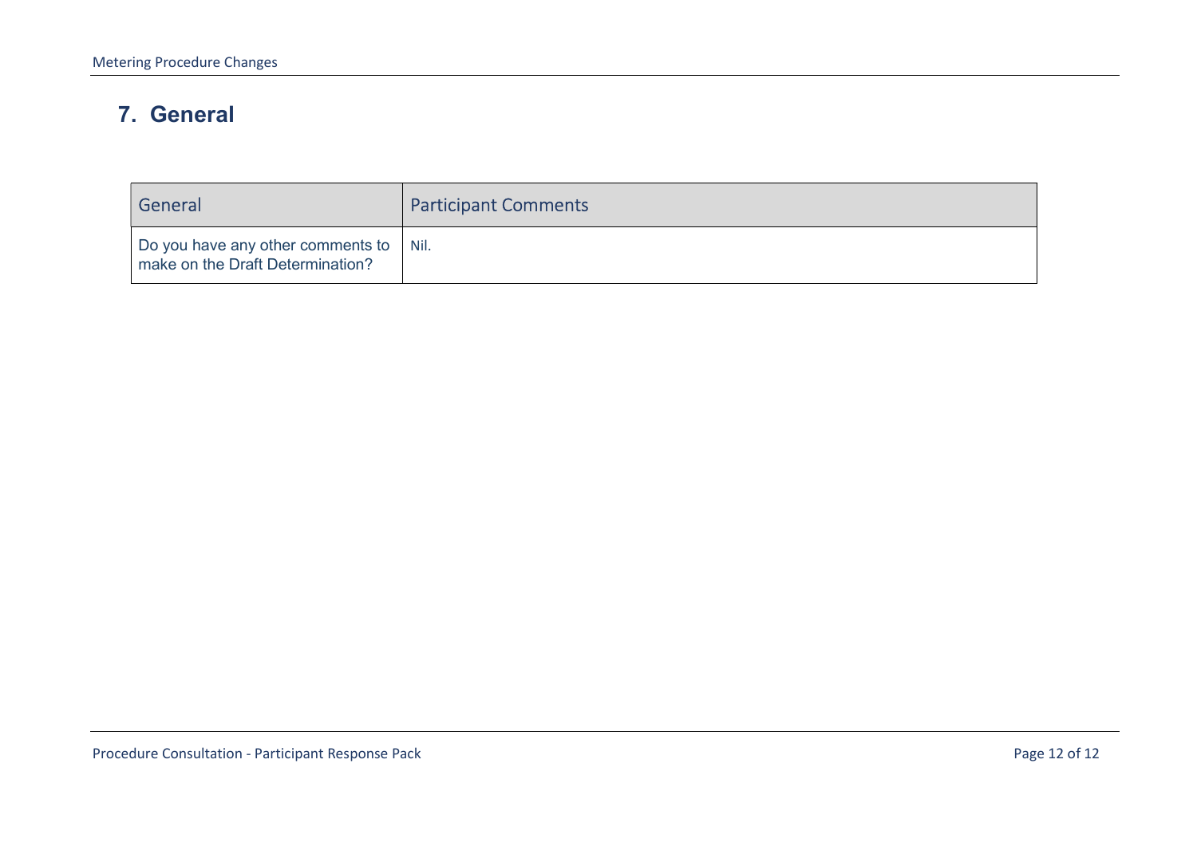## 7. General

| General | Participant Comments |
| --- | --- |
| Do you have any other comments to make on the Draft Determination? | Nil. |